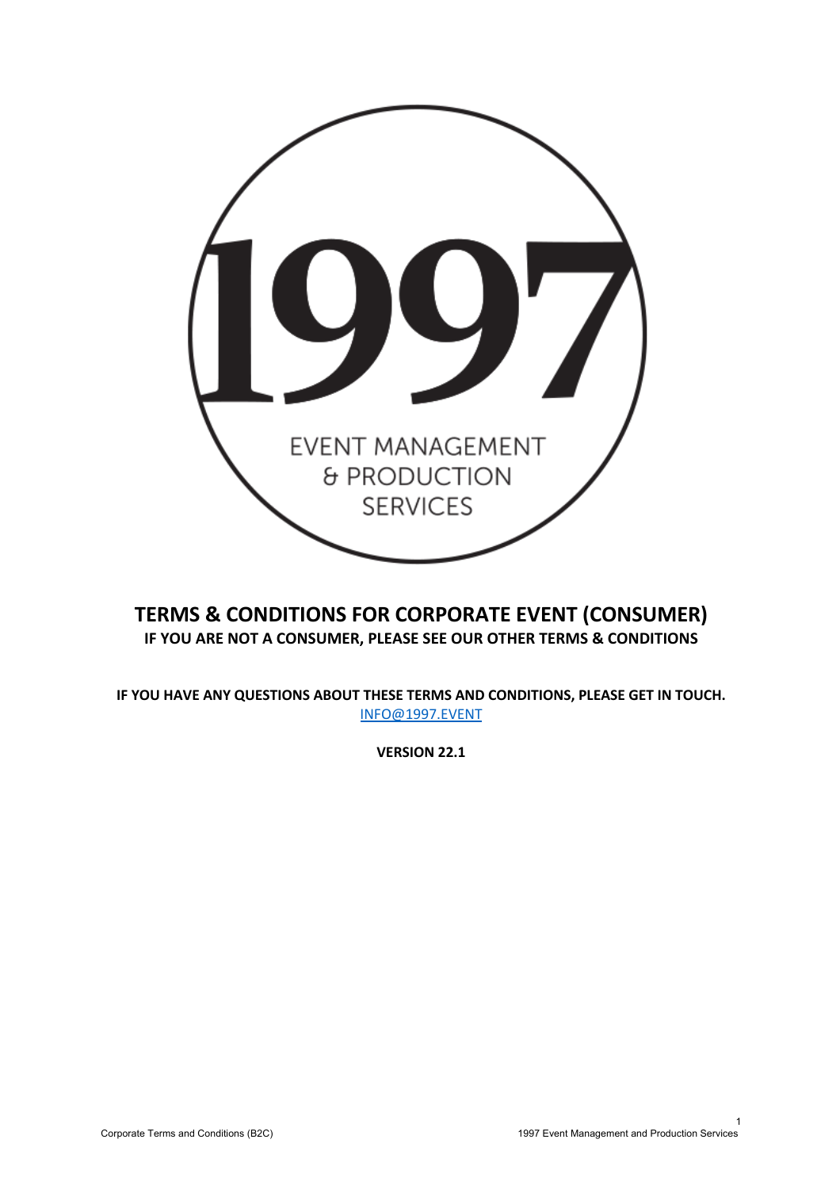1997

EVENT MANAGEMENT & PRODUCTION SERVICES

# TERMS & CONDITIONS FOR CORPORATE EVENT (CONSUMER)

**IF YOU ARE NOT A CONSUMER, PLEASE SEE OUR OTHER TERMS & CONDITIONS**

**IF YOU HAVE ANY QUESTIONS ABOUT THESE TERMS AND CONDITIONS, PLEASE GET IN TOUCH.**

[INFO@1997.EVENT](mailto:INFO@1997.EVENT)

**VERSION 22.1**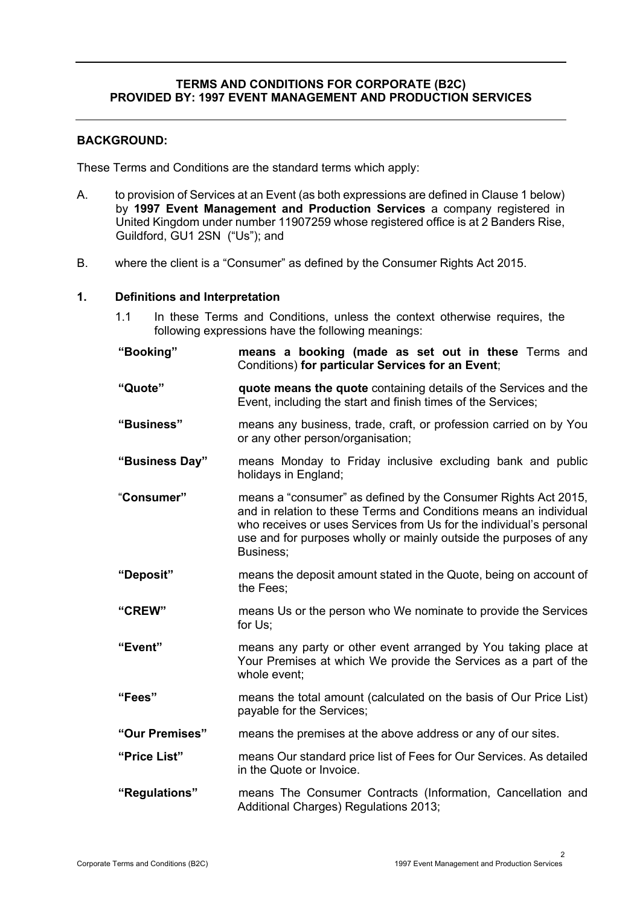**TERMS AND CONDITIONS FOR CORPORATE (B2C)**
**PROVIDED BY: 1997 EVENT MANAGEMENT AND PRODUCTION SERVICES**

---

**BACKGROUND:**

These Terms and Conditions are the standard terms which apply:

A. to provision of Services at an Event (as both expressions are defined in Clause 1 below) by **1997 Event Management and Production Services** a company registered in United Kingdom under number 11907259 whose registered office is at 2 Banders Rise, Guildford, GU1 2SN ("Us"); and

B. where the client is a "Consumer" as defined by the Consumer Rights Act 2015.

**1. Definitions and Interpretation**

1.1 In these Terms and Conditions, unless the context otherwise requires, the following expressions have the following meanings:

**"Booking"** **means a booking (made as set out in these** Terms and Conditions) **for particular Services for an Event**;

**"Quote"** **quote means the quote** containing details of the Services and the Event, including the start and finish times of the Services;

**"Business"** means any business, trade, craft, or profession carried on by You or any other person/organisation;

**"Business Day"** means Monday to Friday inclusive excluding bank and public holidays in England;

"**Consumer"** means a "consumer" as defined by the Consumer Rights Act 2015, and in relation to these Terms and Conditions means an individual who receives or uses Services from Us for the individual's personal use and for purposes wholly or mainly outside the purposes of any Business;

**"Deposit"** means the deposit amount stated in the Quote, being on account of the Fees;

**"CREW"** means Us or the person who We nominate to provide the Services for Us;

**"Event"** means any party or other event arranged by You taking place at Your Premises at which We provide the Services as a part of the whole event;

**"Fees"** means the total amount (calculated on the basis of Our Price List) payable for the Services;

**"Our Premises"** means the premises at the above address or any of our sites.

**"Price List"** means Our standard price list of Fees for Our Services. As detailed in the Quote or Invoice.

**"Regulations"** means The Consumer Contracts (Information, Cancellation and Additional Charges) Regulations 2013;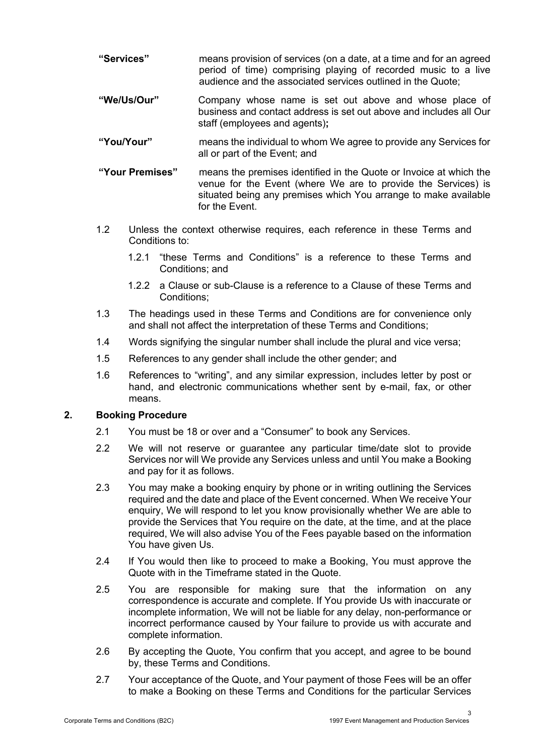**"Services"** means provision of services (on a date, at a time and for an agreed period of time) comprising playing of recorded music to a live audience and the associated services outlined in the Quote;

**"We/Us/Our"** Company whose name is set out above and whose place of business and contact address is set out above and includes all Our staff (employees and agents)**;**

**"You/Your"** means the individual to whom We agree to provide any Services for all or part of the Event; and

**"Your Premises"** means the premises identified in the Quote or Invoice at which the venue for the Event (where We are to provide the Services) is situated being any premises which You arrange to make available for the Event.

1.2 Unless the context otherwise requires, each reference in these Terms and Conditions to:

1.2.1 "these Terms and Conditions" is a reference to these Terms and Conditions; and

1.2.2 a Clause or sub-Clause is a reference to a Clause of these Terms and Conditions;

1.3 The headings used in these Terms and Conditions are for convenience only and shall not affect the interpretation of these Terms and Conditions;

1.4 Words signifying the singular number shall include the plural and vice versa;

1.5 References to any gender shall include the other gender; and

1.6 References to "writing", and any similar expression, includes letter by post or hand, and electronic communications whether sent by e-mail, fax, or other means.

## 2. Booking Procedure

2.1 You must be 18 or over and a "Consumer" to book any Services.

2.2 We will not reserve or guarantee any particular time/date slot to provide Services nor will We provide any Services unless and until You make a Booking and pay for it as follows.

2.3 You may make a booking enquiry by phone or in writing outlining the Services required and the date and place of the Event concerned. When We receive Your enquiry, We will respond to let you know provisionally whether We are able to provide the Services that You require on the date, at the time, and at the place required, We will also advise You of the Fees payable based on the information You have given Us.

2.4 If You would then like to proceed to make a Booking, You must approve the Quote with in the Timeframe stated in the Quote.

2.5 You are responsible for making sure that the information on any correspondence is accurate and complete. If You provide Us with inaccurate or incomplete information, We will not be liable for any delay, non-performance or incorrect performance caused by Your failure to provide us with accurate and complete information.

2.6 By accepting the Quote, You confirm that you accept, and agree to be bound by, these Terms and Conditions.

2.7 Your acceptance of the Quote, and Your payment of those Fees will be an offer to make a Booking on these Terms and Conditions for the particular Services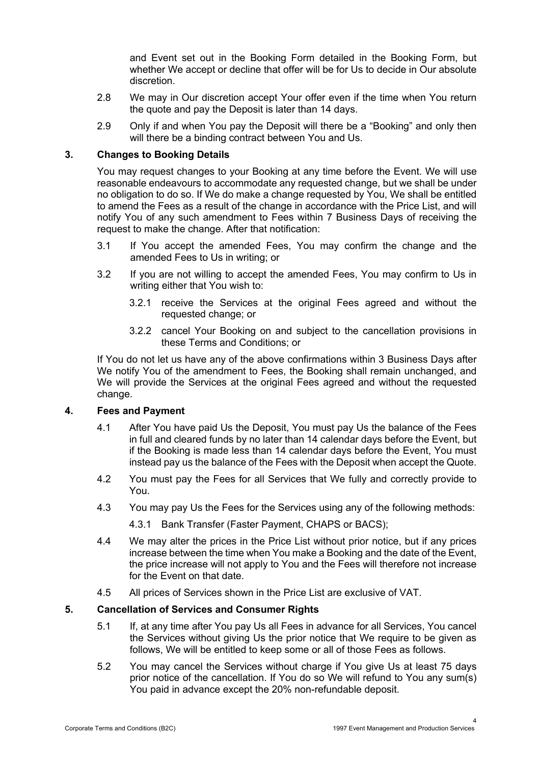and Event set out in the Booking Form detailed in the Booking Form, but whether We accept or decline that offer will be for Us to decide in Our absolute discretion.

2.8 We may in Our discretion accept Your offer even if the time when You return the quote and pay the Deposit is later than 14 days.

2.9 Only if and when You pay the Deposit will there be a "Booking" and only then will there be a binding contract between You and Us.

## 3. Changes to Booking Details

You may request changes to your Booking at any time before the Event. We will use reasonable endeavours to accommodate any requested change, but we shall be under no obligation to do so. If We do make a change requested by You, We shall be entitled to amend the Fees as a result of the change in accordance with the Price List, and will notify You of any such amendment to Fees within 7 Business Days of receiving the request to make the change. After that notification:

3.1 If You accept the amended Fees, You may confirm the change and the amended Fees to Us in writing; or

3.2 If you are not willing to accept the amended Fees, You may confirm to Us in writing either that You wish to:

3.2.1 receive the Services at the original Fees agreed and without the requested change; or

3.2.2 cancel Your Booking on and subject to the cancellation provisions in these Terms and Conditions; or

If You do not let us have any of the above confirmations within 3 Business Days after We notify You of the amendment to Fees, the Booking shall remain unchanged, and We will provide the Services at the original Fees agreed and without the requested change.

## 4. Fees and Payment

4.1 After You have paid Us the Deposit, You must pay Us the balance of the Fees in full and cleared funds by no later than 14 calendar days before the Event, but if the Booking is made less than 14 calendar days before the Event, You must instead pay us the balance of the Fees with the Deposit when accept the Quote.

4.2 You must pay the Fees for all Services that We fully and correctly provide to You.

4.3 You may pay Us the Fees for the Services using any of the following methods:

4.3.1 Bank Transfer (Faster Payment, CHAPS or BACS);

4.4 We may alter the prices in the Price List without prior notice, but if any prices increase between the time when You make a Booking and the date of the Event, the price increase will not apply to You and the Fees will therefore not increase for the Event on that date.

4.5 All prices of Services shown in the Price List are exclusive of VAT.

## 5. Cancellation of Services and Consumer Rights

5.1 If, at any time after You pay Us all Fees in advance for all Services, You cancel the Services without giving Us the prior notice that We require to be given as follows, We will be entitled to keep some or all of those Fees as follows.

5.2 You may cancel the Services without charge if You give Us at least 75 days prior notice of the cancellation. If You do so We will refund to You any sum(s) You paid in advance except the 20% non-refundable deposit.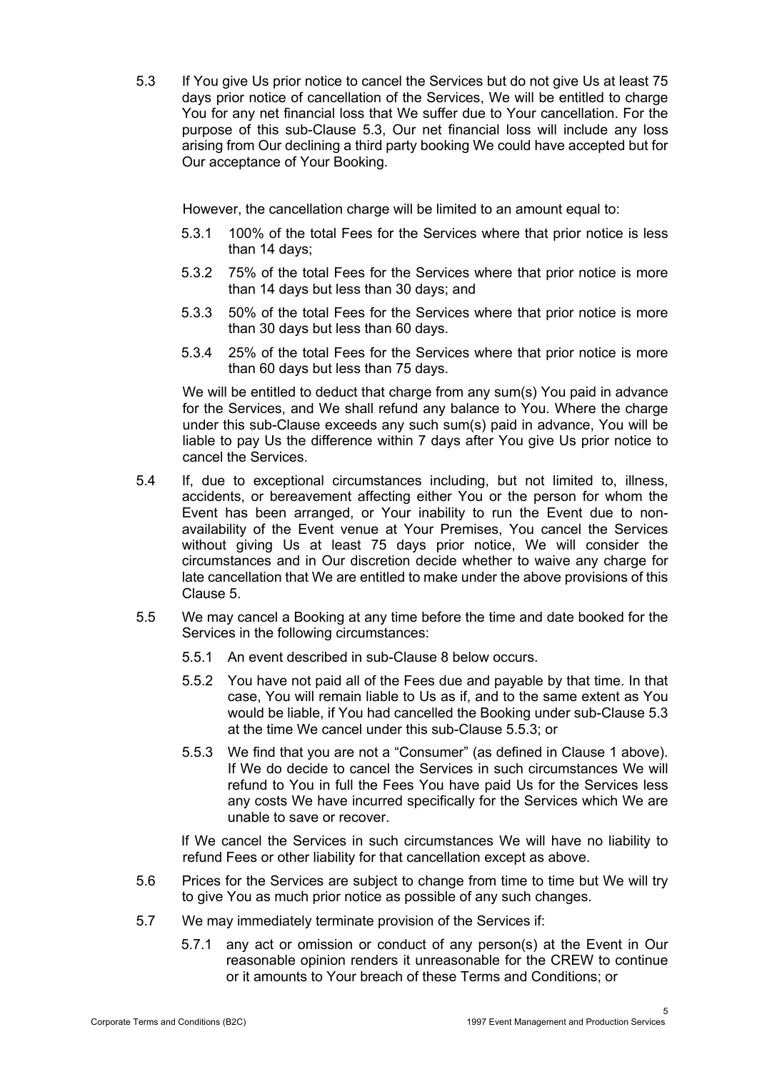5.3 If You give Us prior notice to cancel the Services but do not give Us at least 75 days prior notice of cancellation of the Services, We will be entitled to charge You for any net financial loss that We suffer due to Your cancellation. For the purpose of this sub-Clause 5.3, Our net financial loss will include any loss arising from Our declining a third party booking We could have accepted but for Our acceptance of Your Booking.

However, the cancellation charge will be limited to an amount equal to:

5.3.1 100% of the total Fees for the Services where that prior notice is less than 14 days;

5.3.2 75% of the total Fees for the Services where that prior notice is more than 14 days but less than 30 days; and

5.3.3 50% of the total Fees for the Services where that prior notice is more than 30 days but less than 60 days.

5.3.4 25% of the total Fees for the Services where that prior notice is more than 60 days but less than 75 days.

We will be entitled to deduct that charge from any sum(s) You paid in advance for the Services, and We shall refund any balance to You. Where the charge under this sub-Clause exceeds any such sum(s) paid in advance, You will be liable to pay Us the difference within 7 days after You give Us prior notice to cancel the Services.

5.4 If, due to exceptional circumstances including, but not limited to, illness, accidents, or bereavement affecting either You or the person for whom the Event has been arranged, or Your inability to run the Event due to non-availability of the Event venue at Your Premises, You cancel the Services without giving Us at least 75 days prior notice, We will consider the circumstances and in Our discretion decide whether to waive any charge for late cancellation that We are entitled to make under the above provisions of this Clause 5.

5.5 We may cancel a Booking at any time before the time and date booked for the Services in the following circumstances:

5.5.1 An event described in sub-Clause 8 below occurs.

5.5.2 You have not paid all of the Fees due and payable by that time. In that case, You will remain liable to Us as if, and to the same extent as You would be liable, if You had cancelled the Booking under sub-Clause 5.3 at the time We cancel under this sub-Clause 5.5.3; or

5.5.3 We find that you are not a "Consumer" (as defined in Clause 1 above). If We do decide to cancel the Services in such circumstances We will refund to You in full the Fees You have paid Us for the Services less any costs We have incurred specifically for the Services which We are unable to save or recover.

If We cancel the Services in such circumstances We will have no liability to refund Fees or other liability for that cancellation except as above.

5.6 Prices for the Services are subject to change from time to time but We will try to give You as much prior notice as possible of any such changes.

5.7 We may immediately terminate provision of the Services if:

5.7.1 any act or omission or conduct of any person(s) at the Event in Our reasonable opinion renders it unreasonable for the CREW to continue or it amounts to Your breach of these Terms and Conditions; or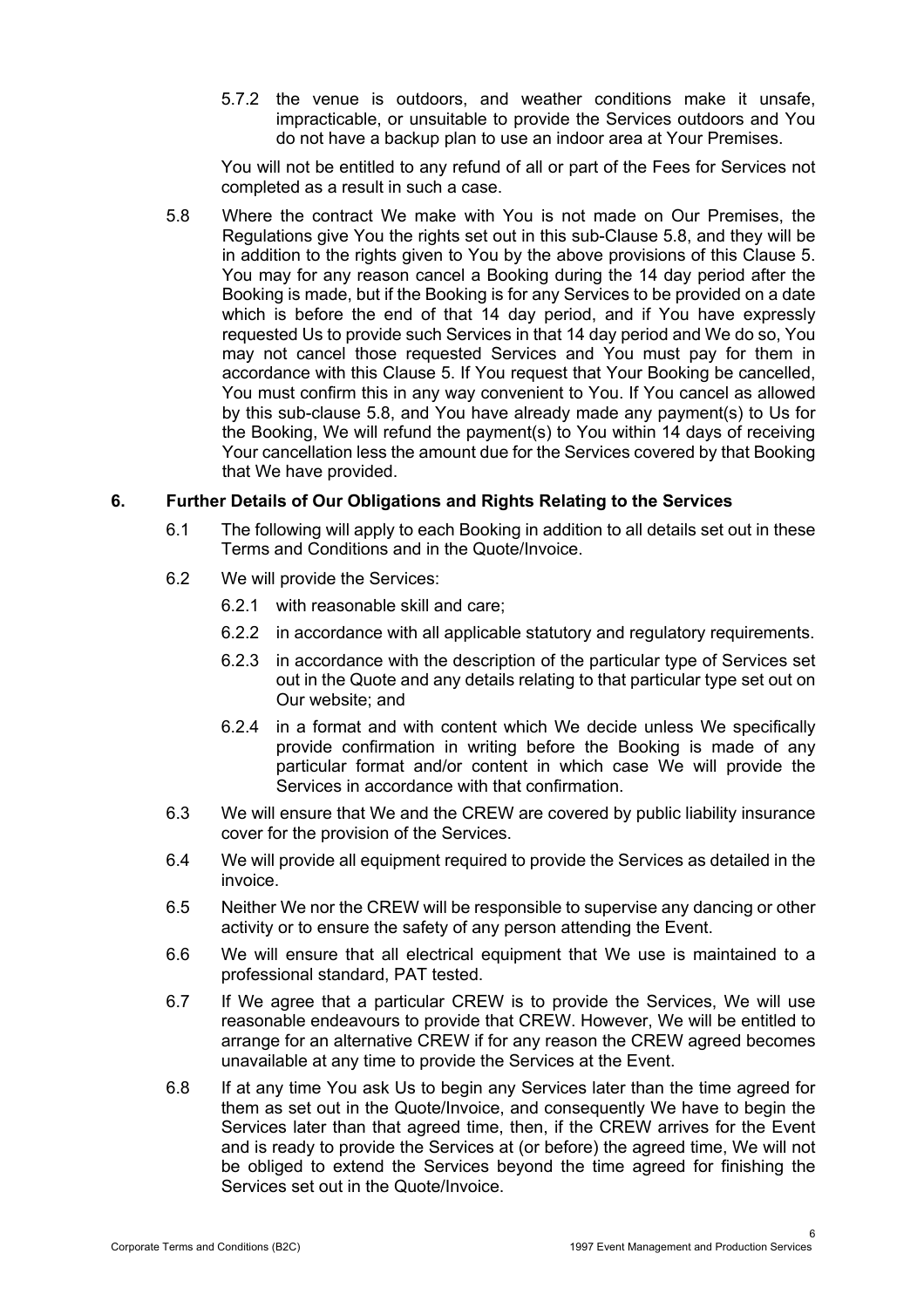5.7.2 the venue is outdoors, and weather conditions make it unsafe, impracticable, or unsuitable to provide the Services outdoors and You do not have a backup plan to use an indoor area at Your Premises.

You will not be entitled to any refund of all or part of the Fees for Services not completed as a result in such a case.

5.8 Where the contract We make with You is not made on Our Premises, the Regulations give You the rights set out in this sub-Clause 5.8, and they will be in addition to the rights given to You by the above provisions of this Clause 5. You may for any reason cancel a Booking during the 14 day period after the Booking is made, but if the Booking is for any Services to be provided on a date which is before the end of that 14 day period, and if You have expressly requested Us to provide such Services in that 14 day period and We do so, You may not cancel those requested Services and You must pay for them in accordance with this Clause 5. If You request that Your Booking be cancelled, You must confirm this in any way convenient to You. If You cancel as allowed by this sub-clause 5.8, and You have already made any payment(s) to Us for the Booking, We will refund the payment(s) to You within 14 days of receiving Your cancellation less the amount due for the Services covered by that Booking that We have provided.

## 6. Further Details of Our Obligations and Rights Relating to the Services

6.1 The following will apply to each Booking in addition to all details set out in these Terms and Conditions and in the Quote/Invoice.

6.2 We will provide the Services:

6.2.1 with reasonable skill and care;

6.2.2 in accordance with all applicable statutory and regulatory requirements.

6.2.3 in accordance with the description of the particular type of Services set out in the Quote and any details relating to that particular type set out on Our website; and

6.2.4 in a format and with content which We decide unless We specifically provide confirmation in writing before the Booking is made of any particular format and/or content in which case We will provide the Services in accordance with that confirmation.

6.3 We will ensure that We and the CREW are covered by public liability insurance cover for the provision of the Services.

6.4 We will provide all equipment required to provide the Services as detailed in the invoice.

6.5 Neither We nor the CREW will be responsible to supervise any dancing or other activity or to ensure the safety of any person attending the Event.

6.6 We will ensure that all electrical equipment that We use is maintained to a professional standard, PAT tested.

6.7 If We agree that a particular CREW is to provide the Services, We will use reasonable endeavours to provide that CREW. However, We will be entitled to arrange for an alternative CREW if for any reason the CREW agreed becomes unavailable at any time to provide the Services at the Event.

6.8 If at any time You ask Us to begin any Services later than the time agreed for them as set out in the Quote/Invoice, and consequently We have to begin the Services later than that agreed time, then, if the CREW arrives for the Event and is ready to provide the Services at (or before) the agreed time, We will not be obliged to extend the Services beyond the time agreed for finishing the Services set out in the Quote/Invoice.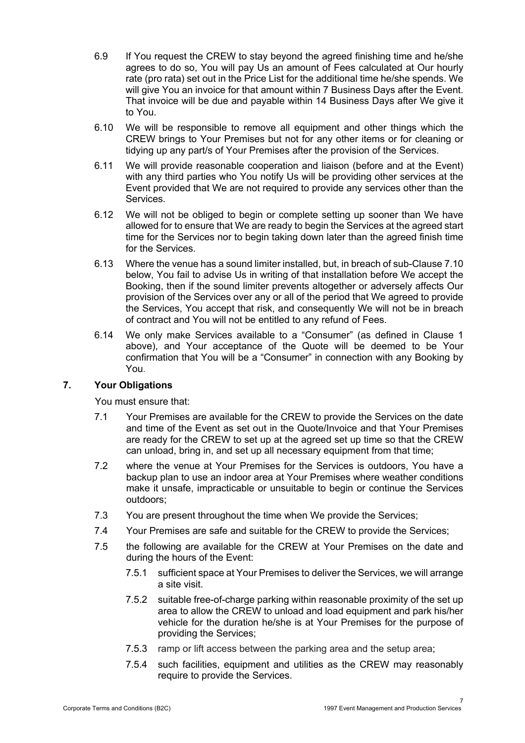6.9 If You request the CREW to stay beyond the agreed finishing time and he/she agrees to do so, You will pay Us an amount of Fees calculated at Our hourly rate (pro rata) set out in the Price List for the additional time he/she spends. We will give You an invoice for that amount within 7 Business Days after the Event. That invoice will be due and payable within 14 Business Days after We give it to You.

6.10 We will be responsible to remove all equipment and other things which the CREW brings to Your Premises but not for any other items or for cleaning or tidying up any part/s of Your Premises after the provision of the Services.

6.11 We will provide reasonable cooperation and liaison (before and at the Event) with any third parties who You notify Us will be providing other services at the Event provided that We are not required to provide any services other than the Services.

6.12 We will not be obliged to begin or complete setting up sooner than We have allowed for to ensure that We are ready to begin the Services at the agreed start time for the Services nor to begin taking down later than the agreed finish time for the Services.

6.13 Where the venue has a sound limiter installed, but, in breach of sub-Clause 7.10 below, You fail to advise Us in writing of that installation before We accept the Booking, then if the sound limiter prevents altogether or adversely affects Our provision of the Services over any or all of the period that We agreed to provide the Services, You accept that risk, and consequently We will not be in breach of contract and You will not be entitled to any refund of Fees.

6.14 We only make Services available to a "Consumer" (as defined in Clause 1 above), and Your acceptance of the Quote will be deemed to be Your confirmation that You will be a "Consumer" in connection with any Booking by You.

## 7. Your Obligations

You must ensure that:

7.1 Your Premises are available for the CREW to provide the Services on the date and time of the Event as set out in the Quote/Invoice and that Your Premises are ready for the CREW to set up at the agreed set up time so that the CREW can unload, bring in, and set up all necessary equipment from that time;

7.2 where the venue at Your Premises for the Services is outdoors, You have a backup plan to use an indoor area at Your Premises where weather conditions make it unsafe, impracticable or unsuitable to begin or continue the Services outdoors;

7.3 You are present throughout the time when We provide the Services;

7.4 Your Premises are safe and suitable for the CREW to provide the Services;

7.5 the following are available for the CREW at Your Premises on the date and during the hours of the Event:

7.5.1 sufficient space at Your Premises to deliver the Services, we will arrange a site visit.

7.5.2 suitable free-of-charge parking within reasonable proximity of the set up area to allow the CREW to unload and load equipment and park his/her vehicle for the duration he/she is at Your Premises for the purpose of providing the Services;

7.5.3 ramp or lift access between the parking area and the setup area;

7.5.4 such facilities, equipment and utilities as the CREW may reasonably require to provide the Services.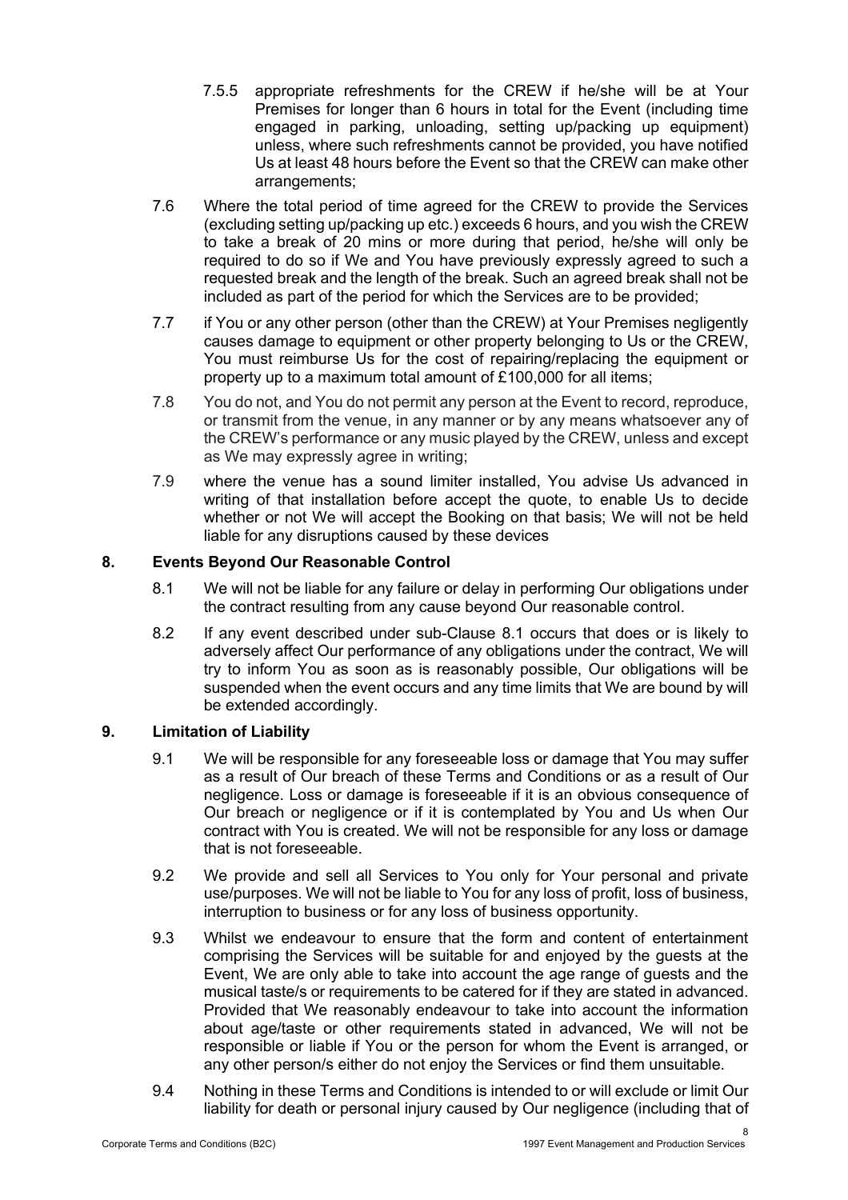7.5.5 appropriate refreshments for the CREW if he/she will be at Your Premises for longer than 6 hours in total for the Event (including time engaged in parking, unloading, setting up/packing up equipment) unless, where such refreshments cannot be provided, you have notified Us at least 48 hours before the Event so that the CREW can make other arrangements;

7.6 Where the total period of time agreed for the CREW to provide the Services (excluding setting up/packing up etc.) exceeds 6 hours, and you wish the CREW to take a break of 20 mins or more during that period, he/she will only be required to do so if We and You have previously expressly agreed to such a requested break and the length of the break. Such an agreed break shall not be included as part of the period for which the Services are to be provided;

7.7 if You or any other person (other than the CREW) at Your Premises negligently causes damage to equipment or other property belonging to Us or the CREW, You must reimburse Us for the cost of repairing/replacing the equipment or property up to a maximum total amount of £100,000 for all items;

7.8 You do not, and You do not permit any person at the Event to record, reproduce, or transmit from the venue, in any manner or by any means whatsoever any of the CREW's performance or any music played by the CREW, unless and except as We may expressly agree in writing;

7.9 where the venue has a sound limiter installed, You advise Us advanced in writing of that installation before accept the quote, to enable Us to decide whether or not We will accept the Booking on that basis; We will not be held liable for any disruptions caused by these devices

## 8. Events Beyond Our Reasonable Control

8.1 We will not be liable for any failure or delay in performing Our obligations under the contract resulting from any cause beyond Our reasonable control.

8.2 If any event described under sub-Clause 8.1 occurs that does or is likely to adversely affect Our performance of any obligations under the contract, We will try to inform You as soon as is reasonably possible, Our obligations will be suspended when the event occurs and any time limits that We are bound by will be extended accordingly.

## 9. Limitation of Liability

9.1 We will be responsible for any foreseeable loss or damage that You may suffer as a result of Our breach of these Terms and Conditions or as a result of Our negligence. Loss or damage is foreseeable if it is an obvious consequence of Our breach or negligence or if it is contemplated by You and Us when Our contract with You is created. We will not be responsible for any loss or damage that is not foreseeable.

9.2 We provide and sell all Services to You only for Your personal and private use/purposes. We will not be liable to You for any loss of profit, loss of business, interruption to business or for any loss of business opportunity.

9.3 Whilst we endeavour to ensure that the form and content of entertainment comprising the Services will be suitable for and enjoyed by the guests at the Event, We are only able to take into account the age range of guests and the musical taste/s or requirements to be catered for if they are stated in advanced. Provided that We reasonably endeavour to take into account the information about age/taste or other requirements stated in advanced, We will not be responsible or liable if You or the person for whom the Event is arranged, or any other person/s either do not enjoy the Services or find them unsuitable.

9.4 Nothing in these Terms and Conditions is intended to or will exclude or limit Our liability for death or personal injury caused by Our negligence (including that of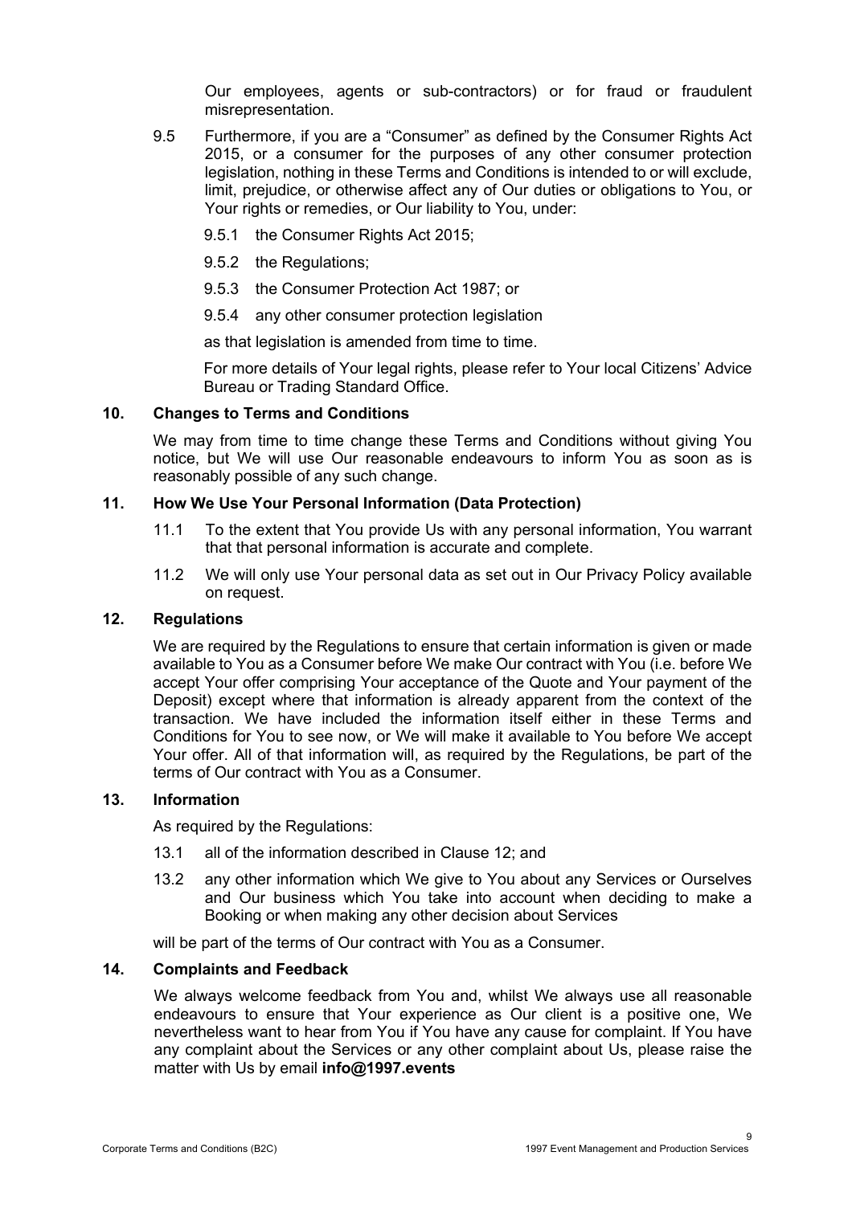Our employees, agents or sub-contractors) or for fraud or fraudulent misrepresentation.

9.5 Furthermore, if you are a "Consumer" as defined by the Consumer Rights Act 2015, or a consumer for the purposes of any other consumer protection legislation, nothing in these Terms and Conditions is intended to or will exclude, limit, prejudice, or otherwise affect any of Our duties or obligations to You, or Your rights or remedies, or Our liability to You, under:

9.5.1 the Consumer Rights Act 2015;

9.5.2 the Regulations;

9.5.3 the Consumer Protection Act 1987; or

9.5.4 any other consumer protection legislation

as that legislation is amended from time to time.

For more details of Your legal rights, please refer to Your local Citizens' Advice Bureau or Trading Standard Office.

## 10. Changes to Terms and Conditions

We may from time to time change these Terms and Conditions without giving You notice, but We will use Our reasonable endeavours to inform You as soon as is reasonably possible of any such change.

## 11. How We Use Your Personal Information (Data Protection)

11.1 To the extent that You provide Us with any personal information, You warrant that that personal information is accurate and complete.

11.2 We will only use Your personal data as set out in Our Privacy Policy available on request.

## 12. Regulations

We are required by the Regulations to ensure that certain information is given or made available to You as a Consumer before We make Our contract with You (i.e. before We accept Your offer comprising Your acceptance of the Quote and Your payment of the Deposit) except where that information is already apparent from the context of the transaction. We have included the information itself either in these Terms and Conditions for You to see now, or We will make it available to You before We accept Your offer. All of that information will, as required by the Regulations, be part of the terms of Our contract with You as a Consumer.

## 13. Information

As required by the Regulations:

13.1 all of the information described in Clause 12; and

13.2 any other information which We give to You about any Services or Ourselves and Our business which You take into account when deciding to make a Booking or when making any other decision about Services

will be part of the terms of Our contract with You as a Consumer.

## 14. Complaints and Feedback

We always welcome feedback from You and, whilst We always use all reasonable endeavours to ensure that Your experience as Our client is a positive one, We nevertheless want to hear from You if You have any cause for complaint. If You have any complaint about the Services or any other complaint about Us, please raise the matter with Us by email **info@1997.events**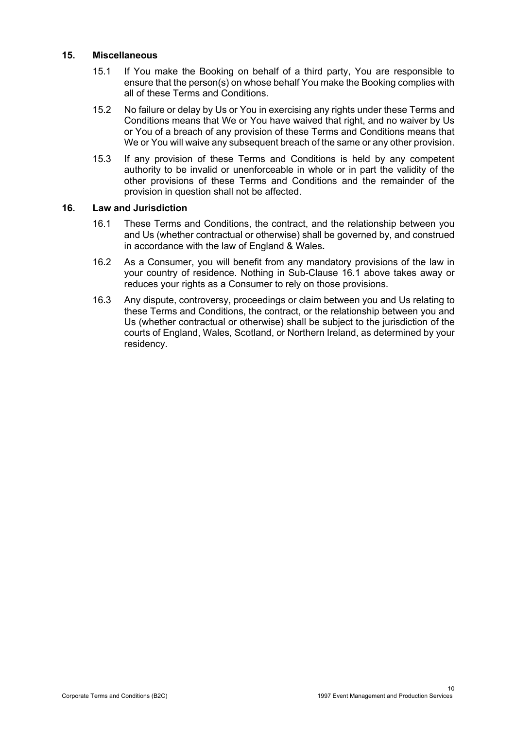## 15. Miscellaneous

15.1 If You make the Booking on behalf of a third party, You are responsible to ensure that the person(s) on whose behalf You make the Booking complies with all of these Terms and Conditions.

15.2 No failure or delay by Us or You in exercising any rights under these Terms and Conditions means that We or You have waived that right, and no waiver by Us or You of a breach of any provision of these Terms and Conditions means that We or You will waive any subsequent breach of the same or any other provision.

15.3 If any provision of these Terms and Conditions is held by any competent authority to be invalid or unenforceable in whole or in part the validity of the other provisions of these Terms and Conditions and the remainder of the provision in question shall not be affected.

## 16. Law and Jurisdiction

16.1 These Terms and Conditions, the contract, and the relationship between you and Us (whether contractual or otherwise) shall be governed by, and construed in accordance with the law of England & Wales**.**

16.2 As a Consumer, you will benefit from any mandatory provisions of the law in your country of residence. Nothing in Sub-Clause 16.1 above takes away or reduces your rights as a Consumer to rely on those provisions.

16.3 Any dispute, controversy, proceedings or claim between you and Us relating to these Terms and Conditions, the contract, or the relationship between you and Us (whether contractual or otherwise) shall be subject to the jurisdiction of the courts of England, Wales, Scotland, or Northern Ireland, as determined by your residency.